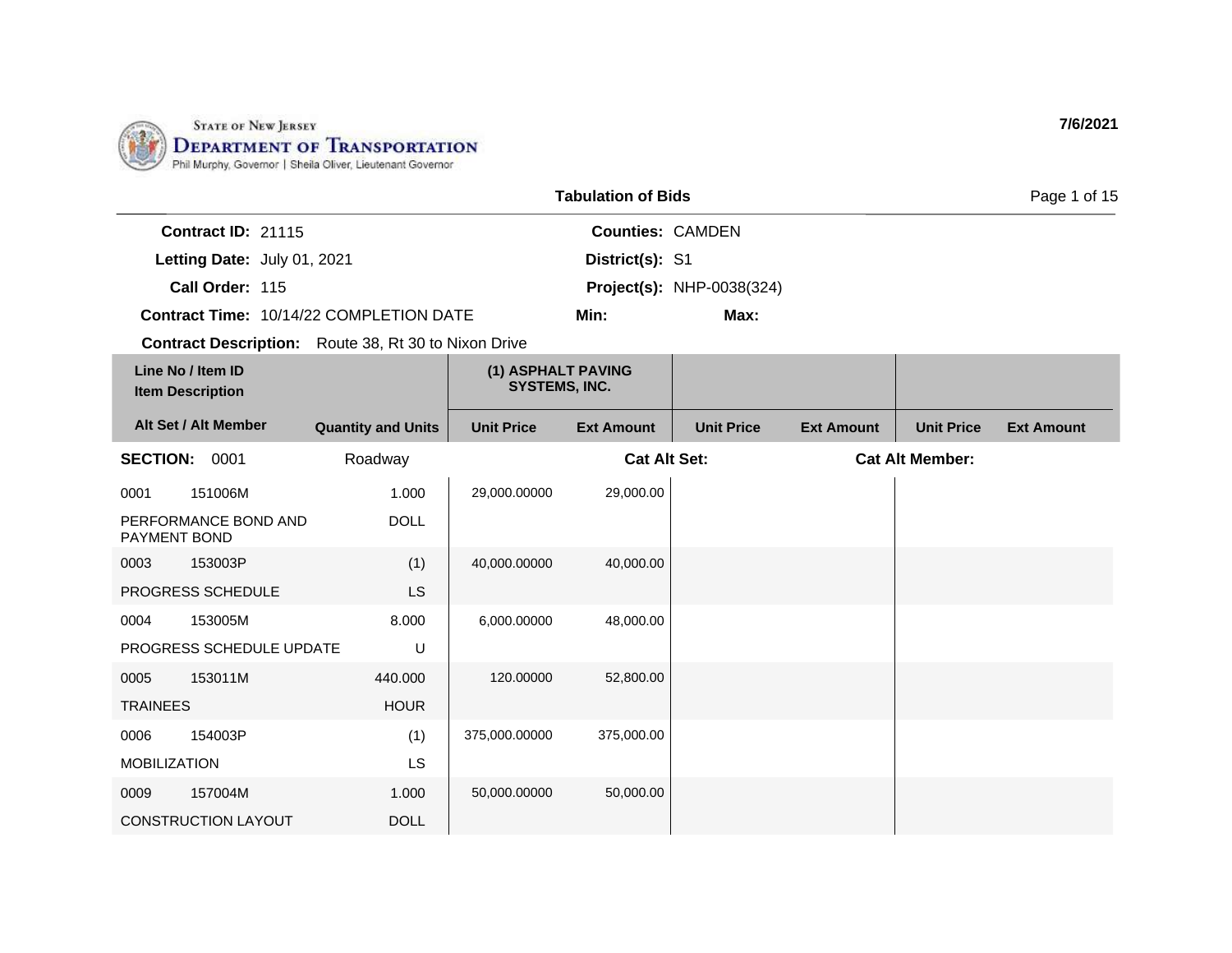STATE OF NEW JERSEY
DEPARTMENT OF TRANSPORTATION
Phil Murphy, Governor | Sheila Oliver, Lieutenant Governor

7/6/2021

## Tabulation of Bids

**Contract ID:** 21115
**Letting Date:** July 01, 2021
**Call Order:** 115
**Contract Time:** 10/14/22 COMPLETION DATE
**Contract Description:** Route 38, Rt 30 to Nixon Drive

**Counties:** CAMDEN
**District(s):** S1
**Project(s):** NHP-0038(324)
**Min:**
**Max:**

| Line No / Item ID<br>Item Description<br>Alt Set / Alt Member | Quantity and Units | (1) ASPHALT PAVING SYSTEMS, INC. Unit Price | Ext Amount | Unit Price | Ext Amount | Unit Price | Ext Amount |
|---|---|---|---|---|---|---|---|
| **SECTION: 0001** | Roadway | | **Cat Alt Set:** | | | **Cat Alt Member:** | |
| 0001 151006M<br>PERFORMANCE BOND AND PAYMENT BOND | 1.000<br>DOLL | 29,000.00000 | 29,000.00 | | | | |
| 0003 153003P<br>PROGRESS SCHEDULE | (1)<br>LS | 40,000.00000 | 40,000.00 | | | | |
| 0004 153005M<br>PROGRESS SCHEDULE UPDATE | 8.000<br>U | 6,000.00000 | 48,000.00 | | | | |
| 0005 153011M<br>TRAINEES | 440.000<br>HOUR | 120.00000 | 52,800.00 | | | | |
| 0006 154003P<br>MOBILIZATION | (1)<br>LS | 375,000.00000 | 375,000.00 | | | | |
| 0009 157004M<br>CONSTRUCTION LAYOUT | 1.000<br>DOLL | 50,000.00000 | 50,000.00 | | | | |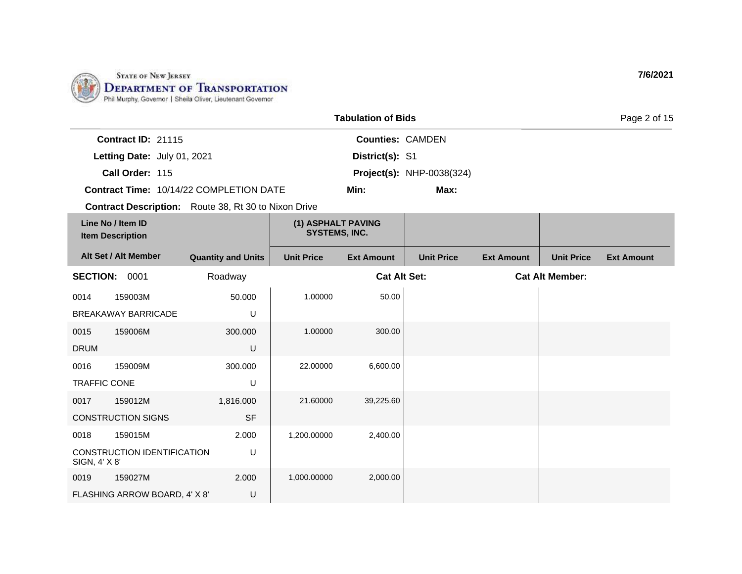STATE OF NEW JERSEY
DEPARTMENT OF TRANSPORTATION
Phil Murphy, Governor | Sheila Oliver, Lieutenant Governor

7/6/2021

## Tabulation of Bids

**Contract ID:** 21115
**Letting Date:** July 01, 2021
**Call Order:** 115
**Contract Time:** 10/14/22 COMPLETION DATE
**Contract Description:** Route 38, Rt 30 to Nixon Drive

**Counties:** CAMDEN
**District(s):** S1
**Project(s):** NHP-0038(324)
**Min:**
**Max:**

| Line No / Item ID / Item Description | Alt Set / Alt Member | Quantity and Units | (1) ASPHALT PAVING SYSTEMS, INC. Unit Price | Ext Amount | Unit Price | Ext Amount | Unit Price | Ext Amount |
|---|---|---|---|---|---|---|---|---|
| **SECTION: 0001** | | Roadway | | **Cat Alt Set:** | | | **Cat Alt Member:** | |
| 0014 159003M BREAKAWAY BARRICADE | | 50.000 U | 1.00000 | 50.00 | | | | |
| 0015 159006M DRUM | | 300.000 U | 1.00000 | 300.00 | | | | |
| 0016 159009M TRAFFIC CONE | | 300.000 U | 22.00000 | 6,600.00 | | | | |
| 0017 159012M CONSTRUCTION SIGNS | | 1,816.000 SF | 21.60000 | 39,225.60 | | | | |
| 0018 159015M CONSTRUCTION IDENTIFICATION SIGN, 4' X 8' | | 2.000 U | 1,200.00000 | 2,400.00 | | | | |
| 0019 159027M FLASHING ARROW BOARD, 4' X 8' | | 2.000 U | 1,000.00000 | 2,000.00 | | | | |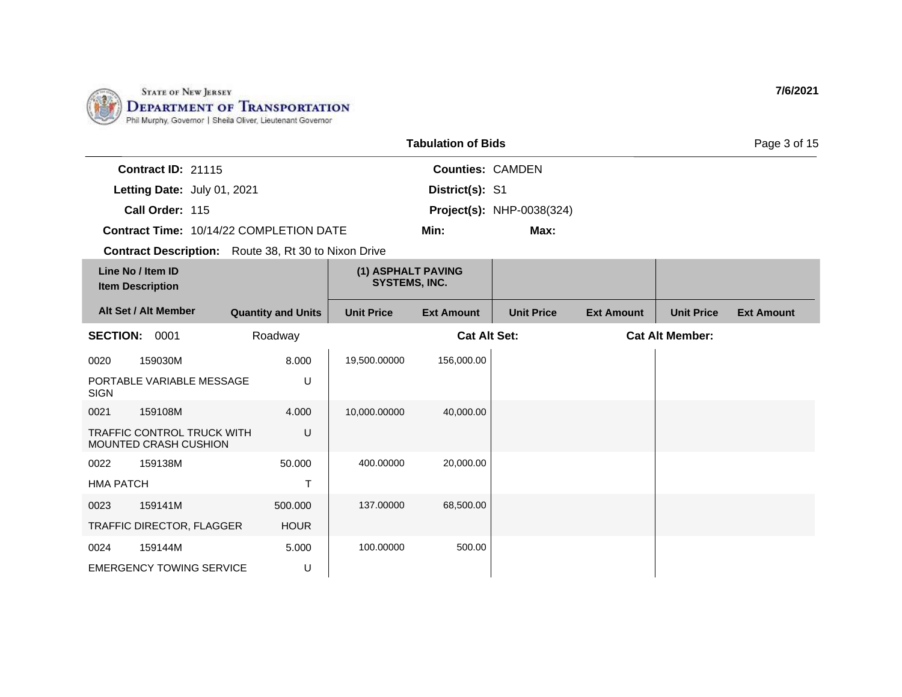State of New Jersey
Department of Transportation
Phil Murphy, Governor | Sheila Oliver, Lieutenant Governor

7/6/2021

## Tabulation of Bids

**Contract ID:** 21115
**Letting Date:** July 01, 2021
**Call Order:** 115
**Contract Time:** 10/14/22 COMPLETION DATE
**Contract Description:** Route 38, Rt 30 to Nixon Drive

**Counties:** CAMDEN
**District(s):** S1
**Project(s):** NHP-0038(324)
**Min:**
**Max:**

| Line No / Item ID / Item Description | Alt Set / Alt Member | Quantity and Units | (1) ASPHALT PAVING SYSTEMS, INC. Unit Price | (1) ASPHALT PAVING SYSTEMS, INC. Ext Amount | Unit Price | Ext Amount | Unit Price | Ext Amount |
|---|---|---|---|---|---|---|---|---|
| **SECTION: 0001 Roadway** | | | **Cat Alt Set:** | | | **Cat Alt Member:** | | |
| 0020 159030M PORTABLE VARIABLE MESSAGE SIGN | | 8.000 U | 19,500.00000 | 156,000.00 | | | | |
| 0021 159108M TRAFFIC CONTROL TRUCK WITH MOUNTED CRASH CUSHION | | 4.000 U | 10,000.00000 | 40,000.00 | | | | |
| 0022 159138M HMA PATCH | | 50.000 T | 400.00000 | 20,000.00 | | | | |
| 0023 159141M TRAFFIC DIRECTOR, FLAGGER | | 500.000 HOUR | 137.00000 | 68,500.00 | | | | |
| 0024 159144M EMERGENCY TOWING SERVICE | | 5.000 U | 100.00000 | 500.00 | | | | |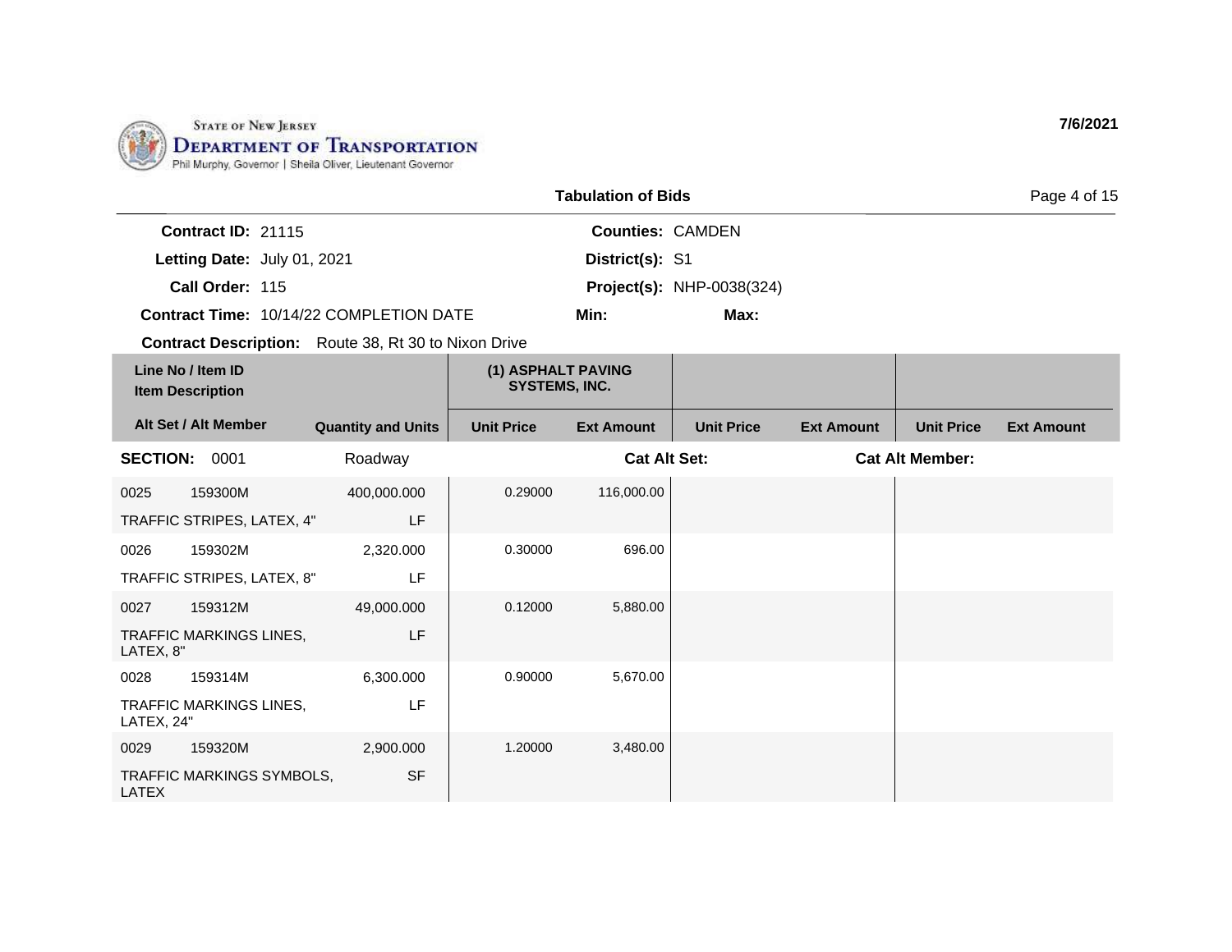STATE OF NEW JERSEY
DEPARTMENT OF TRANSPORTATION
Phil Murphy, Governor | Sheila Oliver, Lieutenant Governor

7/6/2021

## Tabulation of Bids

**Contract ID:** 21115
**Letting Date:** July 01, 2021
**Call Order:** 115
**Contract Time:** 10/14/22 COMPLETION DATE
**Contract Description:** Route 38, Rt 30 to Nixon Drive

**Counties:** CAMDEN
**District(s):** S1
**Project(s):** NHP-0038(324)
**Min:**
**Max:**

| Line No / Item ID<br>Item Description | | | (1) ASPHALT PAVING SYSTEMS, INC. | | | | | |
|---|---|---|---|---|---|---|---|---|
| **Alt Set / Alt Member** | | **Quantity and Units** | **Unit Price** | **Ext Amount** | **Unit Price** | **Ext Amount** | **Unit Price** | **Ext Amount** |
| **SECTION:** 0001 | | Roadway | | **Cat Alt Set:** | | | **Cat Alt Member:** | |
| 0025 | 159300M | 400,000.000 | 0.29000 | 116,000.00 | | | | |
| TRAFFIC STRIPES, LATEX, 4" | | LF | | | | | | |
| 0026 | 159302M | 2,320.000 | 0.30000 | 696.00 | | | | |
| TRAFFIC STRIPES, LATEX, 8" | | LF | | | | | | |
| 0027 | 159312M | 49,000.000 | 0.12000 | 5,880.00 | | | | |
| TRAFFIC MARKINGS LINES, LATEX, 8" | | LF | | | | | | |
| 0028 | 159314M | 6,300.000 | 0.90000 | 5,670.00 | | | | |
| TRAFFIC MARKINGS LINES, LATEX, 24" | | LF | | | | | | |
| 0029 | 159320M | 2,900.000 | 1.20000 | 3,480.00 | | | | |
| TRAFFIC MARKINGS SYMBOLS, LATEX | | SF | | | | | | |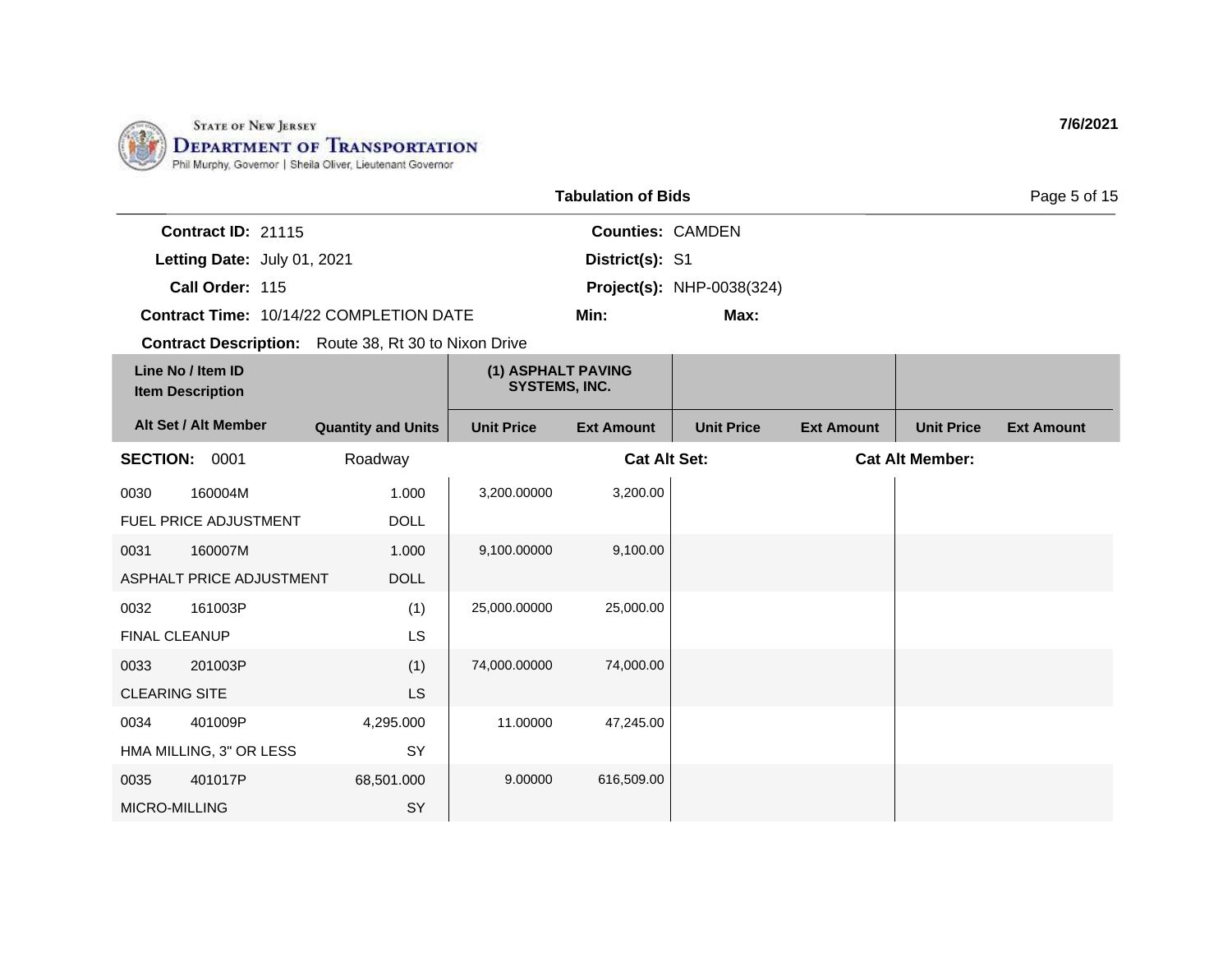STATE OF NEW JERSEY
DEPARTMENT OF TRANSPORTATION
Phil Murphy, Governor | Sheila Oliver, Lieutenant Governor

7/6/2021

## Tabulation of Bids

**Contract ID:** 21115
**Letting Date:** July 01, 2021
**Call Order:** 115
**Contract Time:** 10/14/22 COMPLETION DATE
**Contract Description:** Route 38, Rt 30 to Nixon Drive

**Counties:** CAMDEN
**District(s):** S1
**Project(s):** NHP-0038(324)
**Min:**
**Max:**

| Line No / Item ID / Item Description | | Quantity and Units | (1) ASPHALT PAVING SYSTEMS, INC. | | | | | |
|---|---|---|---|---|---|---|---|---|
| Alt Set / Alt Member | | | Unit Price | Ext Amount | Unit Price | Ext Amount | Unit Price | Ext Amount |
| **SECTION:** 0001 | | Roadway | | **Cat Alt Set:** | | | **Cat Alt Member:** | |
| 0030 | 160004M | 1.000 | 3,200.00000 | 3,200.00 | | | | |
| FUEL PRICE ADJUSTMENT | | DOLL | | | | | | |
| 0031 | 160007M | 1.000 | 9,100.00000 | 9,100.00 | | | | |
| ASPHALT PRICE ADJUSTMENT | | DOLL | | | | | | |
| 0032 | 161003P | (1) | 25,000.00000 | 25,000.00 | | | | |
| FINAL CLEANUP | | LS | | | | | | |
| 0033 | 201003P | (1) | 74,000.00000 | 74,000.00 | | | | |
| CLEARING SITE | | LS | | | | | | |
| 0034 | 401009P | 4,295.000 | 11.00000 | 47,245.00 | | | | |
| HMA MILLING, 3" OR LESS | | SY | | | | | | |
| 0035 | 401017P | 68,501.000 | 9.00000 | 616,509.00 | | | | |
| MICRO-MILLING | | SY | | | | | | |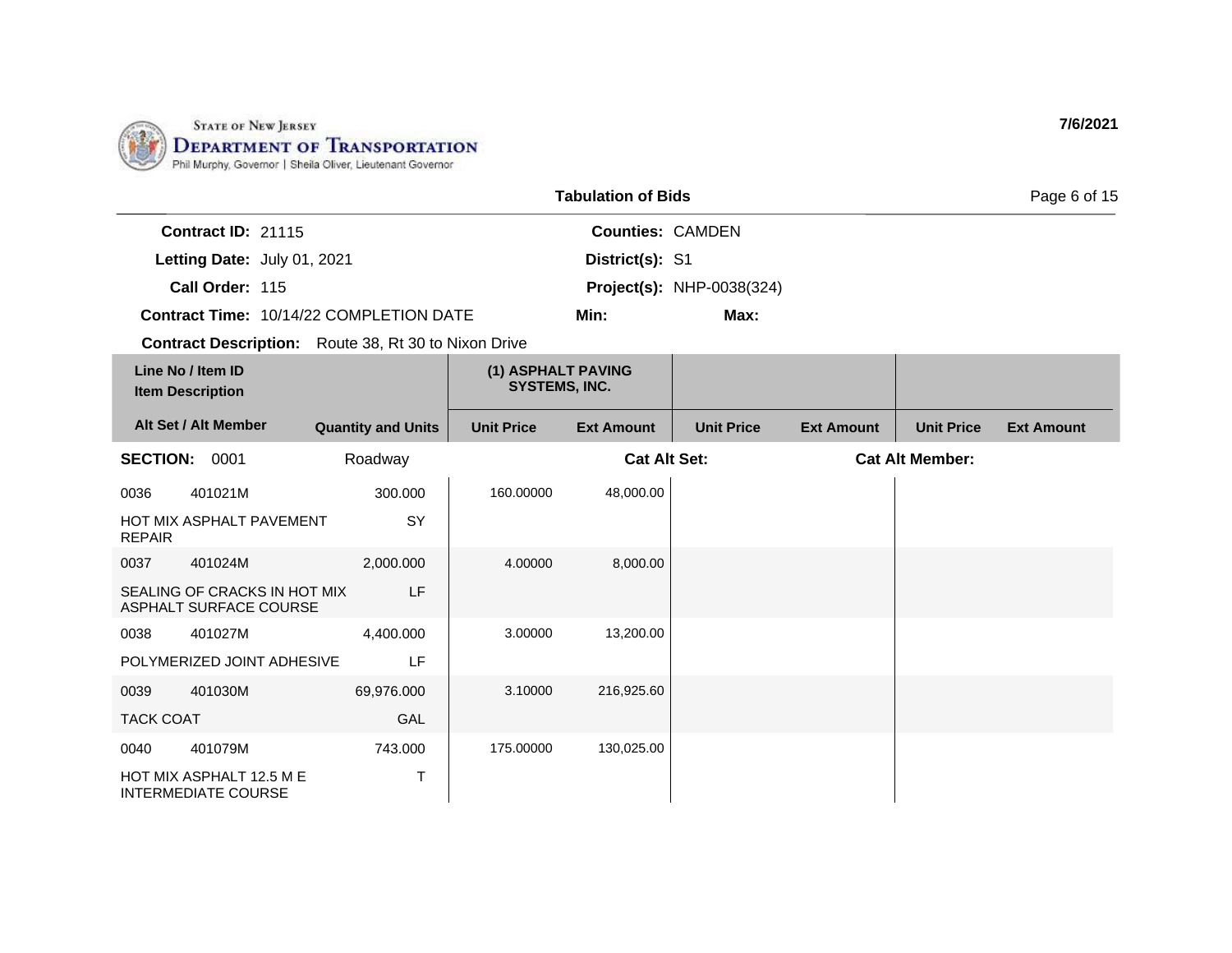STATE OF NEW JERSEY
DEPARTMENT OF TRANSPORTATION
Phil Murphy, Governor | Sheila Oliver, Lieutenant Governor

7/6/2021

## Tabulation of Bids

**Contract ID:** 21115
**Letting Date:** July 01, 2021
**Call Order:** 115
**Contract Time:** 10/14/22 COMPLETION DATE
**Contract Description:** Route 38, Rt 30 to Nixon Drive

**Counties:** CAMDEN
**District(s):** S1
**Project(s):** NHP-0038(324)
**Min:**
**Max:**

| Line No / Item ID / Item Description | | Alt Set / Alt Member / Quantity and Units | (1) ASPHALT PAVING SYSTEMS, INC. Unit Price | Ext Amount | Unit Price | Ext Amount | Unit Price | Ext Amount |
|---|---|---|---|---|---|---|---|---|
| **SECTION: 0001** | | Roadway | | **Cat Alt Set:** | | | **Cat Alt Member:** | |
| 0036 | 401021M | 300.000 | 160.00000 | 48,000.00 | | | | |
| HOT MIX ASPHALT PAVEMENT REPAIR | | SY | | | | | | |
| 0037 | 401024M | 2,000.000 | 4.00000 | 8,000.00 | | | | |
| SEALING OF CRACKS IN HOT MIX ASPHALT SURFACE COURSE | | LF | | | | | | |
| 0038 | 401027M | 4,400.000 | 3.00000 | 13,200.00 | | | | |
| POLYMERIZED JOINT ADHESIVE | | LF | | | | | | |
| 0039 | 401030M | 69,976.000 | 3.10000 | 216,925.60 | | | | |
| TACK COAT | | GAL | | | | | | |
| 0040 | 401079M | 743.000 | 175.00000 | 130,025.00 | | | | |
| HOT MIX ASPHALT 12.5 M E INTERMEDIATE COURSE | | T | | | | | | |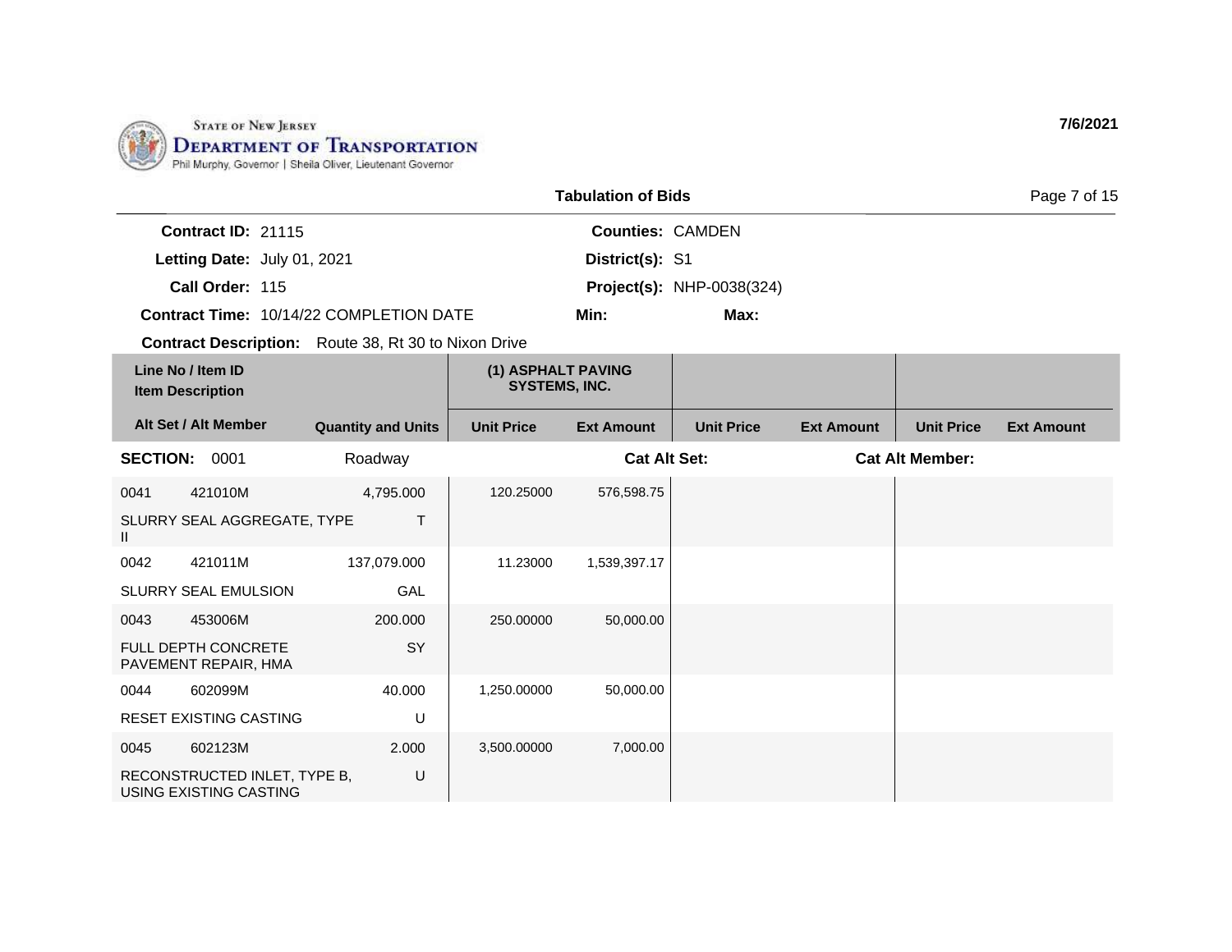STATE OF NEW JERSEY
DEPARTMENT OF TRANSPORTATION
Phil Murphy, Governor | Sheila Oliver, Lieutenant Governor

**7/6/2021**

## Tabulation of Bids

**Contract ID:** 21115
**Letting Date:** July 01, 2021
**Call Order:** 115
**Contract Time:** 10/14/22 COMPLETION DATE
**Contract Description:** Route 38, Rt 30 to Nixon Drive

**Counties:** CAMDEN
**District(s):** S1
**Project(s):** NHP-0038(324)
**Min:**
**Max:**

| Line No / Item ID / Item Description | Alt Set / Alt Member | Quantity and Units | (1) ASPHALT PAVING SYSTEMS, INC. Unit Price | (1) ASPHALT PAVING SYSTEMS, INC. Ext Amount | Unit Price | Ext Amount | Unit Price | Ext Amount |
|---|---|---|---|---|---|---|---|---|
| **SECTION: 0001** | Roadway | | | **Cat Alt Set:** | | | **Cat Alt Member:** | |
| 0041 421010M SLURRY SEAL AGGREGATE, TYPE II | | 4,795.000 T | 120.25000 | 576,598.75 | | | | |
| 0042 421011M SLURRY SEAL EMULSION | | 137,079.000 GAL | 11.23000 | 1,539,397.17 | | | | |
| 0043 453006M FULL DEPTH CONCRETE PAVEMENT REPAIR, HMA | | 200.000 SY | 250.00000 | 50,000.00 | | | | |
| 0044 602099M RESET EXISTING CASTING | | 40.000 U | 1,250.00000 | 50,000.00 | | | | |
| 0045 602123M RECONSTRUCTED INLET, TYPE B, USING EXISTING CASTING | | 2.000 U | 3,500.00000 | 7,000.00 | | | | |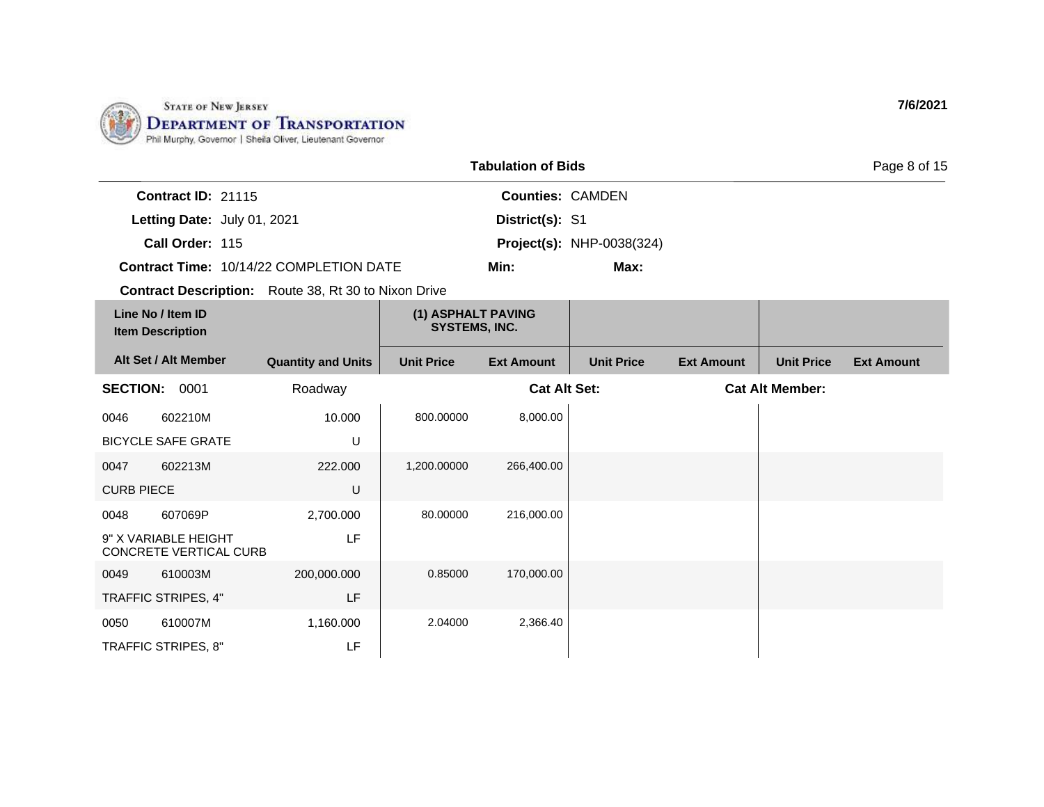STATE OF NEW JERSEY
DEPARTMENT OF TRANSPORTATION
Phil Murphy, Governor | Sheila Oliver, Lieutenant Governor

**7/6/2021**

## Tabulation of Bids

**Contract ID:** 21115
**Letting Date:** July 01, 2021
**Call Order:** 115
**Contract Time:** 10/14/22 COMPLETION DATE
**Contract Description:** Route 38, Rt 30 to Nixon Drive

**Counties:** CAMDEN
**District(s):** S1
**Project(s):** NHP-0038(324)
**Min:**
**Max:**

| Line No / Item ID<br>Item Description | | (1) ASPHALT PAVING SYSTEMS, INC. | | | | | |
|---|---|---|---|---|---|---|---|
| **Alt Set / Alt Member** | **Quantity and Units** | **Unit Price** | **Ext Amount** | **Unit Price** | **Ext Amount** | **Unit Price** | **Ext Amount** |
| **SECTION: 0001** | Roadway | | **Cat Alt Set:** | | | **Cat Alt Member:** | |
| 0046 602210M<br>BICYCLE SAFE GRATE | 10.000<br>U | 800.00000 | 8,000.00 | | | | |
| 0047 602213M<br>CURB PIECE | 222.000<br>U | 1,200.00000 | 266,400.00 | | | | |
| 0048 607069P<br>9" X VARIABLE HEIGHT CONCRETE VERTICAL CURB | 2,700.000<br>LF | 80.00000 | 216,000.00 | | | | |
| 0049 610003M<br>TRAFFIC STRIPES, 4" | 200,000.000<br>LF | 0.85000 | 170,000.00 | | | | |
| 0050 610007M<br>TRAFFIC STRIPES, 8" | 1,160.000<br>LF | 2.04000 | 2,366.40 | | | | |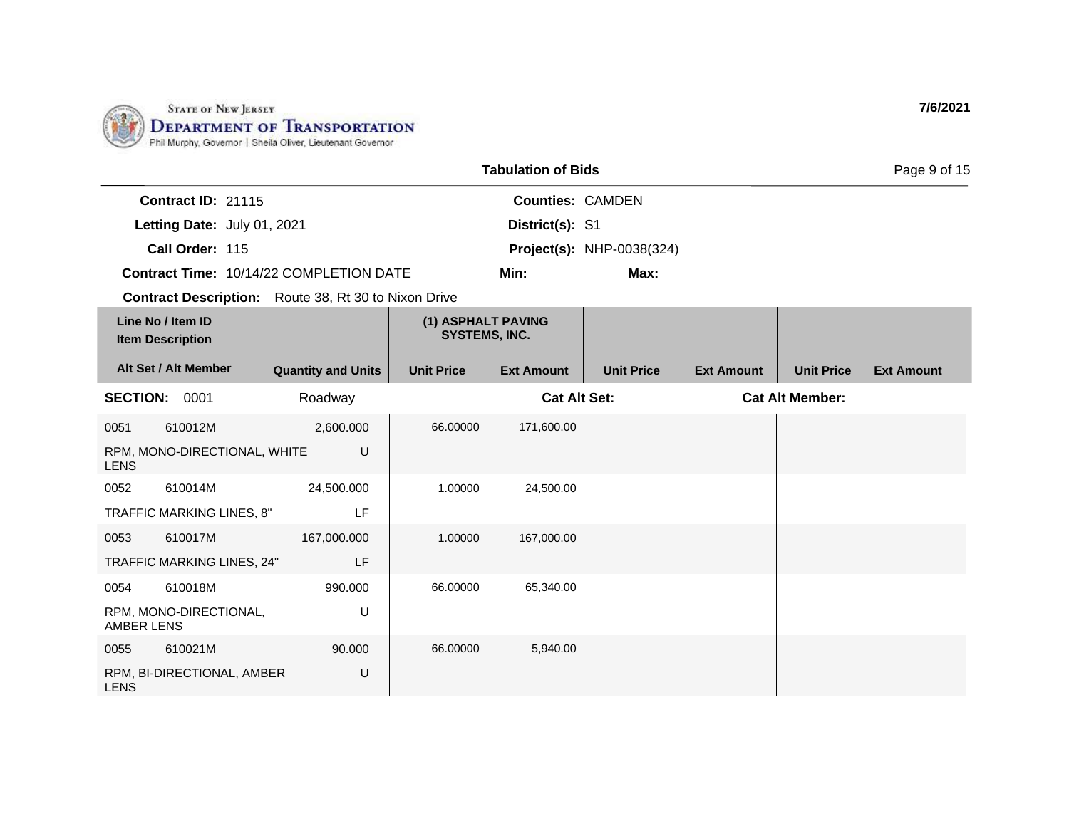State of New Jersey
Department of Transportation
Phil Murphy, Governor | Sheila Oliver, Lieutenant Governor

7/6/2021

## Tabulation of Bids

**Contract ID:** 21115
**Letting Date:** July 01, 2021
**Call Order:** 115
**Contract Time:** 10/14/22 COMPLETION DATE
**Contract Description:** Route 38, Rt 30 to Nixon Drive

**Counties:** CAMDEN
**District(s):** S1
**Project(s):** NHP-0038(324)
**Min:**
**Max:**

| Line No / Item ID / Item Description | Alt Set / Alt Member | Quantity and Units | (1) ASPHALT PAVING SYSTEMS, INC. | | | | | |
|---|---|---|---|---|---|---|---|---|
| | | | Unit Price | Ext Amount | Unit Price | Ext Amount | Unit Price | Ext Amount |
| **SECTION: 0001** | | Roadway | **Cat Alt Set:** | | | **Cat Alt Member:** | | |
| 0051 610012M RPM, MONO-DIRECTIONAL, WHITE LENS | | 2,600.000 U | 66.00000 | 171,600.00 | | | | |
| 0052 610014M TRAFFIC MARKING LINES, 8" | | 24,500.000 LF | 1.00000 | 24,500.00 | | | | |
| 0053 610017M TRAFFIC MARKING LINES, 24" | | 167,000.000 LF | 1.00000 | 167,000.00 | | | | |
| 0054 610018M RPM, MONO-DIRECTIONAL, AMBER LENS | | 990.000 U | 66.00000 | 65,340.00 | | | | |
| 0055 610021M RPM, BI-DIRECTIONAL, AMBER LENS | | 90.000 U | 66.00000 | 5,940.00 | | | | |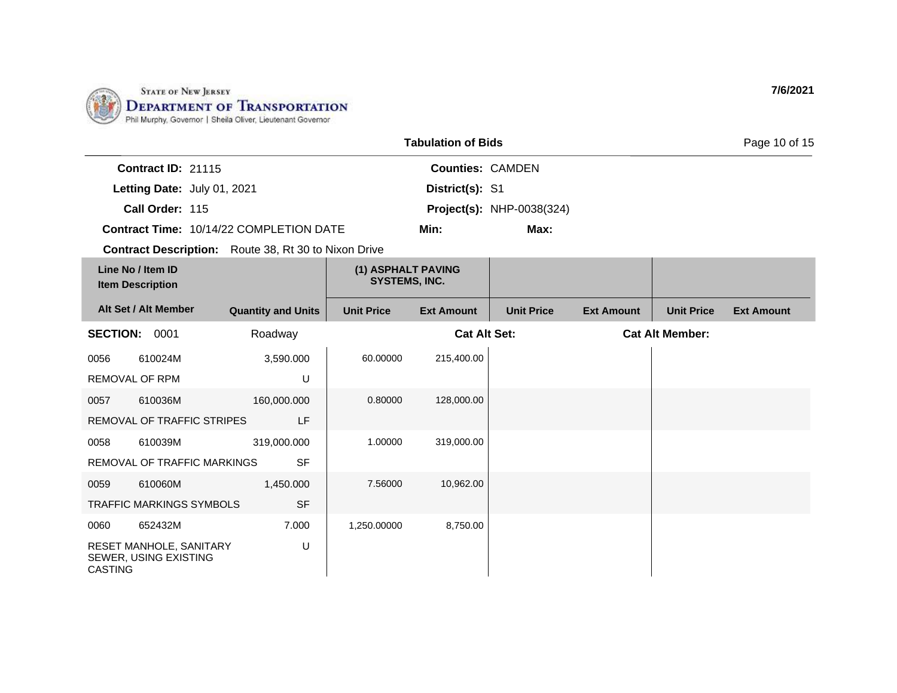STATE OF NEW JERSEY
DEPARTMENT OF TRANSPORTATION
Phil Murphy, Governor | Sheila Oliver, Lieutenant Governor

7/6/2021

## Tabulation of Bids

**Contract ID:** 21115
**Letting Date:** July 01, 2021
**Call Order:** 115
**Contract Time:** 10/14/22 COMPLETION DATE
**Contract Description:** Route 38, Rt 30 to Nixon Drive

**Counties:** CAMDEN
**District(s):** S1
**Project(s):** NHP-0038(324)
**Min:**
**Max:**

| Line No / Item ID / Item Description / Alt Set / Alt Member | Quantity and Units | (1) ASPHALT PAVING SYSTEMS, INC. | | | | | |
|---|---|---|---|---|---|---|---|
| | | Unit Price | Ext Amount | Unit Price | Ext Amount | Unit Price | Ext Amount |
| **SECTION: 0001** | Roadway | | **Cat Alt Set:** | | | **Cat Alt Member:** | |
| 0056 610024M REMOVAL OF RPM | 3,590.000 U | 60.00000 | 215,400.00 | | | | |
| 0057 610036M REMOVAL OF TRAFFIC STRIPES | 160,000.000 LF | 0.80000 | 128,000.00 | | | | |
| 0058 610039M REMOVAL OF TRAFFIC MARKINGS | 319,000.000 SF | 1.00000 | 319,000.00 | | | | |
| 0059 610060M TRAFFIC MARKINGS SYMBOLS | 1,450.000 SF | 7.56000 | 10,962.00 | | | | |
| 0060 652432M RESET MANHOLE, SANITARY SEWER, USING EXISTING CASTING | 7.000 U | 1,250.00000 | 8,750.00 | | | | |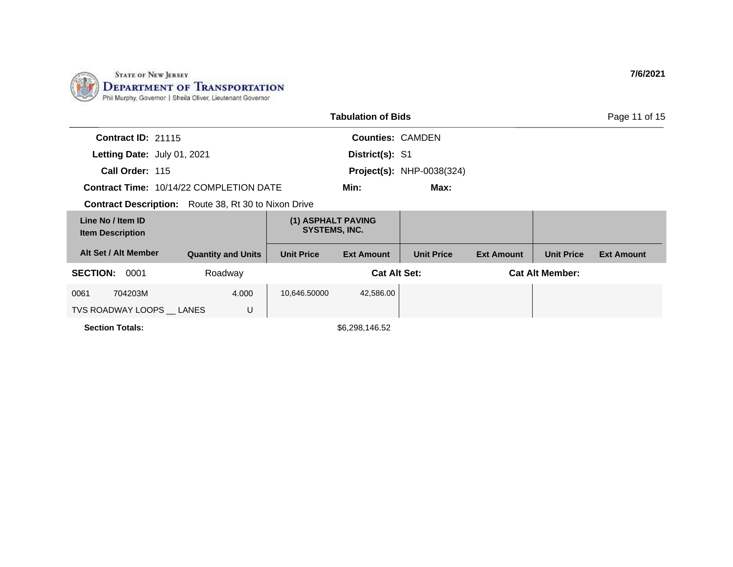STATE OF NEW JERSEY
DEPARTMENT OF TRANSPORTATION
Phil Murphy, Governor | Sheila Oliver, Lieutenant Governor

**7/6/2021**

## Tabulation of Bids

| | | | |
|---|---|---|---|
| **Contract ID:** | 21115 | **Counties:** | CAMDEN |
| **Letting Date:** | July 01, 2021 | **District(s):** | S1 |
| **Call Order:** | 115 | **Project(s):** | NHP-0038(324) |
| **Contract Time:** | 10/14/22 COMPLETION DATE | **Min:** | **Max:** |

**Contract Description:** Route 38, Rt 30 to Nixon Drive

| Line No / Item ID<br>Item Description | | (1) ASPHALT PAVING SYSTEMS, INC. | | | | | |
|---|---|---|---|---|---|---|---|
| **Alt Set / Alt Member** | **Quantity and Units** | **Unit Price** | **Ext Amount** | **Unit Price** | **Ext Amount** | **Unit Price** | **Ext Amount** |
| **SECTION:** 0001 | Roadway | | **Cat Alt Set:** | | **Cat Alt Member:** | | |
| 0061 704203M<br>TVS ROADWAY LOOPS __ LANES | 4.000<br>U | 10,646.50000 | 42,586.00 | | | | |
| **Section Totals:** | | | $6,298,146.52 | | | | |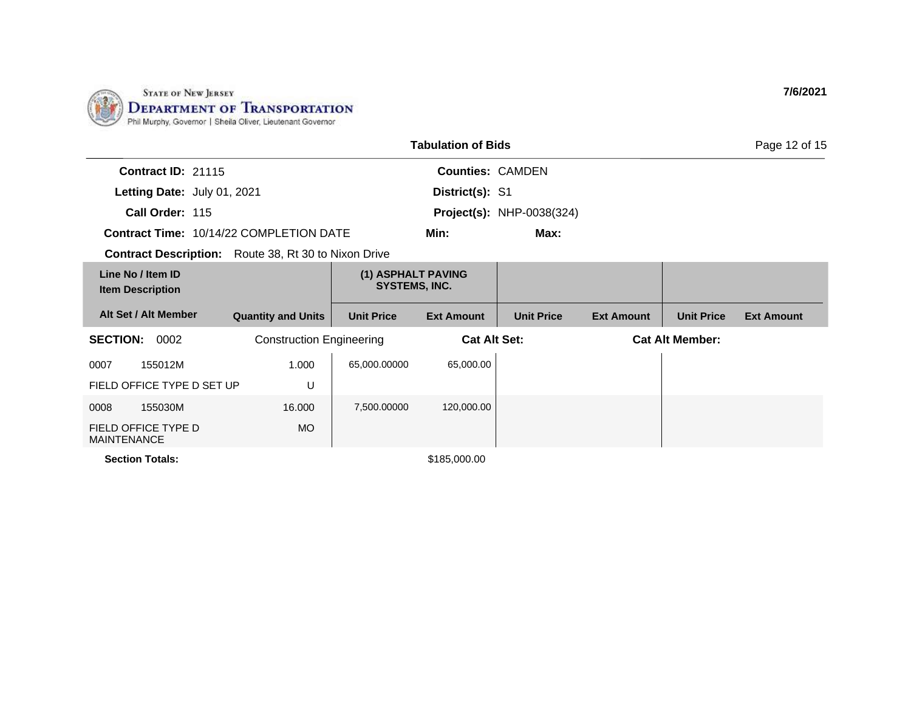STATE OF NEW JERSEY
**DEPARTMENT OF TRANSPORTATION**
Phil Murphy, Governor | Sheila Oliver, Lieutenant Governor

**7/6/2021**

## Tabulation of Bids

| | | | |
|---|---|---|---|
| **Contract ID:** | 21115 | **Counties:** | CAMDEN |
| **Letting Date:** | July 01, 2021 | **District(s):** | S1 |
| **Call Order:** | 115 | **Project(s):** | NHP-0038(324) |
| **Contract Time:** | 10/14/22 COMPLETION DATE | **Min:** | **Max:** |

**Contract Description:** Route 38, Rt 30 to Nixon Drive

| Line No / Item ID / Item Description / Alt Set / Alt Member | Quantity and Units | (1) ASPHALT PAVING SYSTEMS, INC. Unit Price | (1) ASPHALT PAVING SYSTEMS, INC. Ext Amount | Unit Price | Ext Amount | Unit Price | Ext Amount |
|---|---|---|---|---|---|---|---|
| **SECTION: 0002** Construction Engineering | | **Cat Alt Set:** | | | **Cat Alt Member:** | | |
| 0007 155012M FIELD OFFICE TYPE D SET UP | 1.000 U | 65,000.00000 | 65,000.00 | | | | |
| 0008 155030M FIELD OFFICE TYPE D MAINTENANCE | 16.000 MO | 7,500.00000 | 120,000.00 | | | | |
| **Section Totals:** | | | $185,000.00 | | | | |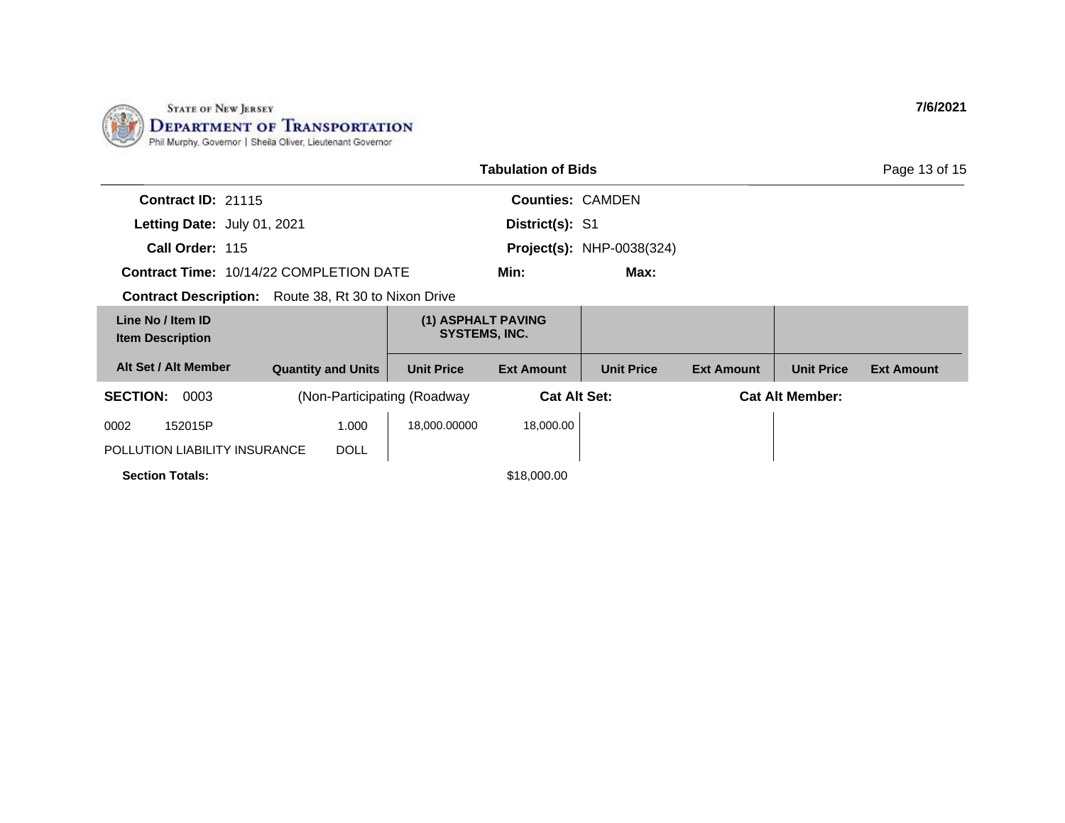STATE OF NEW JERSEY
DEPARTMENT OF TRANSPORTATION
Phil Murphy, Governor | Sheila Oliver, Lieutenant Governor

**7/6/2021**

**Tabulation of Bids**

**Contract ID:** 21115
**Letting Date:** July 01, 2021
**Call Order:** 115
**Contract Time:** 10/14/22 COMPLETION DATE
**Contract Description:** Route 38, Rt 30 to Nixon Drive

**Counties:** CAMDEN
**District(s):** S1
**Project(s):** NHP-0038(324)
**Min:**
**Max:**

| Line No / Item ID<br>Item Description | | (1) ASPHALT PAVING SYSTEMS, INC. | | | | | |
|---|---|---|---|---|---|---|---|
| **Alt Set / Alt Member** | **Quantity and Units** | **Unit Price** | **Ext Amount** | **Unit Price** | **Ext Amount** | **Unit Price** | **Ext Amount** |
| **SECTION:** 0003 | (Non-Participating (Roadway | | **Cat Alt Set:** | | | **Cat Alt Member:** | |
| 0002 152015P<br>POLLUTION LIABILITY INSURANCE | 1.000<br>DOLL | 18,000.00000 | 18,000.00 | | | | |
| **Section Totals:** | | | $18,000.00 | | | | |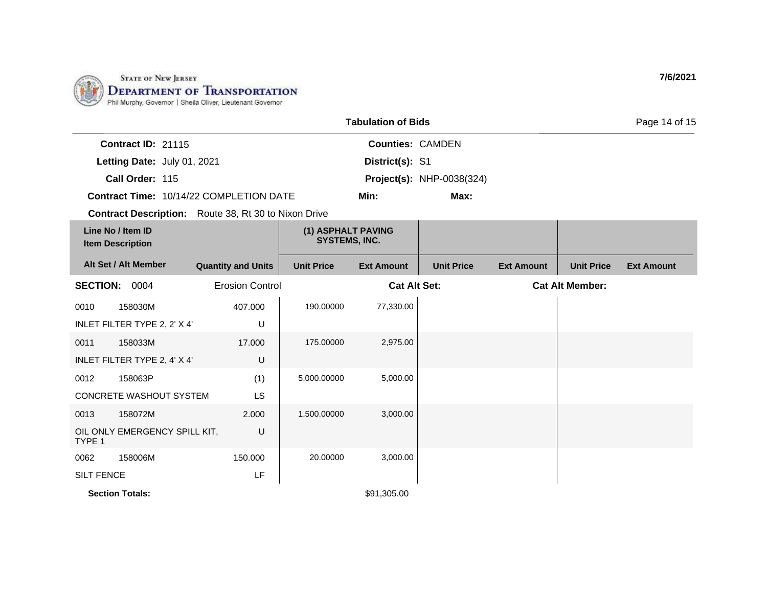STATE OF NEW JERSEY
DEPARTMENT OF TRANSPORTATION
Phil Murphy, Governor | Sheila Oliver, Lieutenant Governor

7/6/2021

## Tabulation of Bids

**Contract ID:** 21115
**Letting Date:** July 01, 2021
**Call Order:** 115
**Contract Time:** 10/14/22 COMPLETION DATE
**Contract Description:** Route 38, Rt 30 to Nixon Drive

**Counties:** CAMDEN
**District(s):** S1
**Project(s):** NHP-0038(324)
**Min:**
**Max:**

| Line No / Item ID / Item Description / Alt Set / Alt Member | Quantity and Units | (1) ASPHALT PAVING SYSTEMS, INC. Unit Price | (1) ASPHALT PAVING SYSTEMS, INC. Ext Amount | Unit Price | Ext Amount | Unit Price | Ext Amount |
|---|---|---|---|---|---|---|---|
| **SECTION: 0004** Erosion Control | | | **Cat Alt Set:** | | | **Cat Alt Member:** | |
| 0010 158030M INLET FILTER TYPE 2, 2' X 4' | 407.000 U | 190.00000 | 77,330.00 | | | | |
| 0011 158033M INLET FILTER TYPE 2, 4' X 4' | 17.000 U | 175.00000 | 2,975.00 | | | | |
| 0012 158063P CONCRETE WASHOUT SYSTEM | (1) LS | 5,000.00000 | 5,000.00 | | | | |
| 0013 158072M OIL ONLY EMERGENCY SPILL KIT, TYPE 1 | 2.000 U | 1,500.00000 | 3,000.00 | | | | |
| 0062 158006M SILT FENCE | 150.000 LF | 20.00000 | 3,000.00 | | | | |
| **Section Totals:** | | | $91,305.00 | | | | |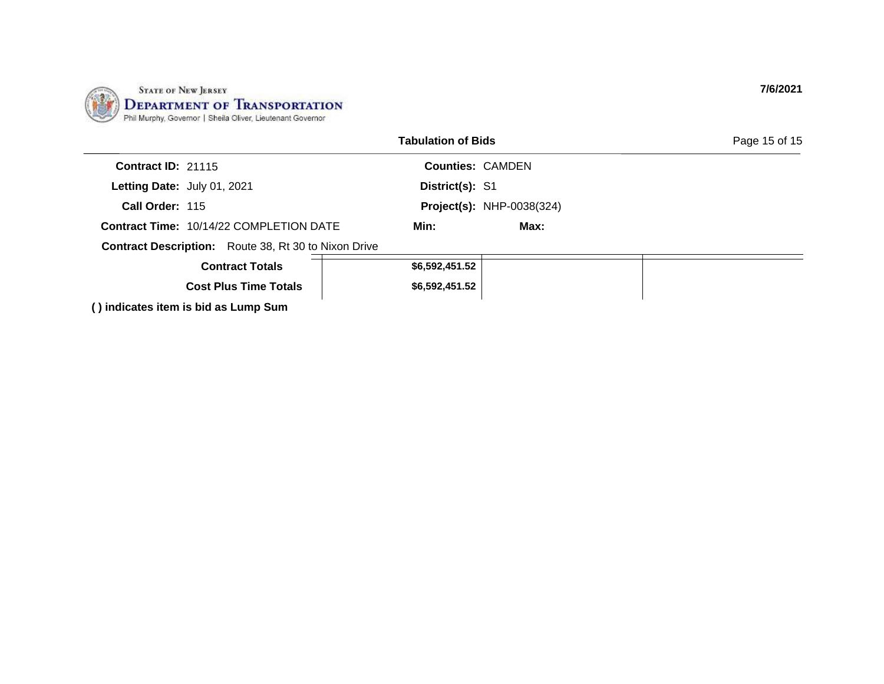STATE OF NEW JERSEY
**DEPARTMENT OF TRANSPORTATION**
Phil Murphy, Governor | Sheila Oliver, Lieutenant Governor

**7/6/2021**

## Tabulation of Bids

**Contract ID:** 21115
**Letting Date:** July 01, 2021
**Call Order:** 115
**Contract Time:** 10/14/22 COMPLETION DATE

**Counties:** CAMDEN
**District(s):** S1
**Project(s):** NHP-0038(324)
**Min:** **Max:**

**Contract Description:** Route 38, Rt 30 to Nixon Drive

| | | | |
|---|---|---|---|
| **Contract Totals** | **$6,592,451.52** | | |
| **Cost Plus Time Totals** | **$6,592,451.52** | | |

**( ) indicates item is bid as Lump Sum**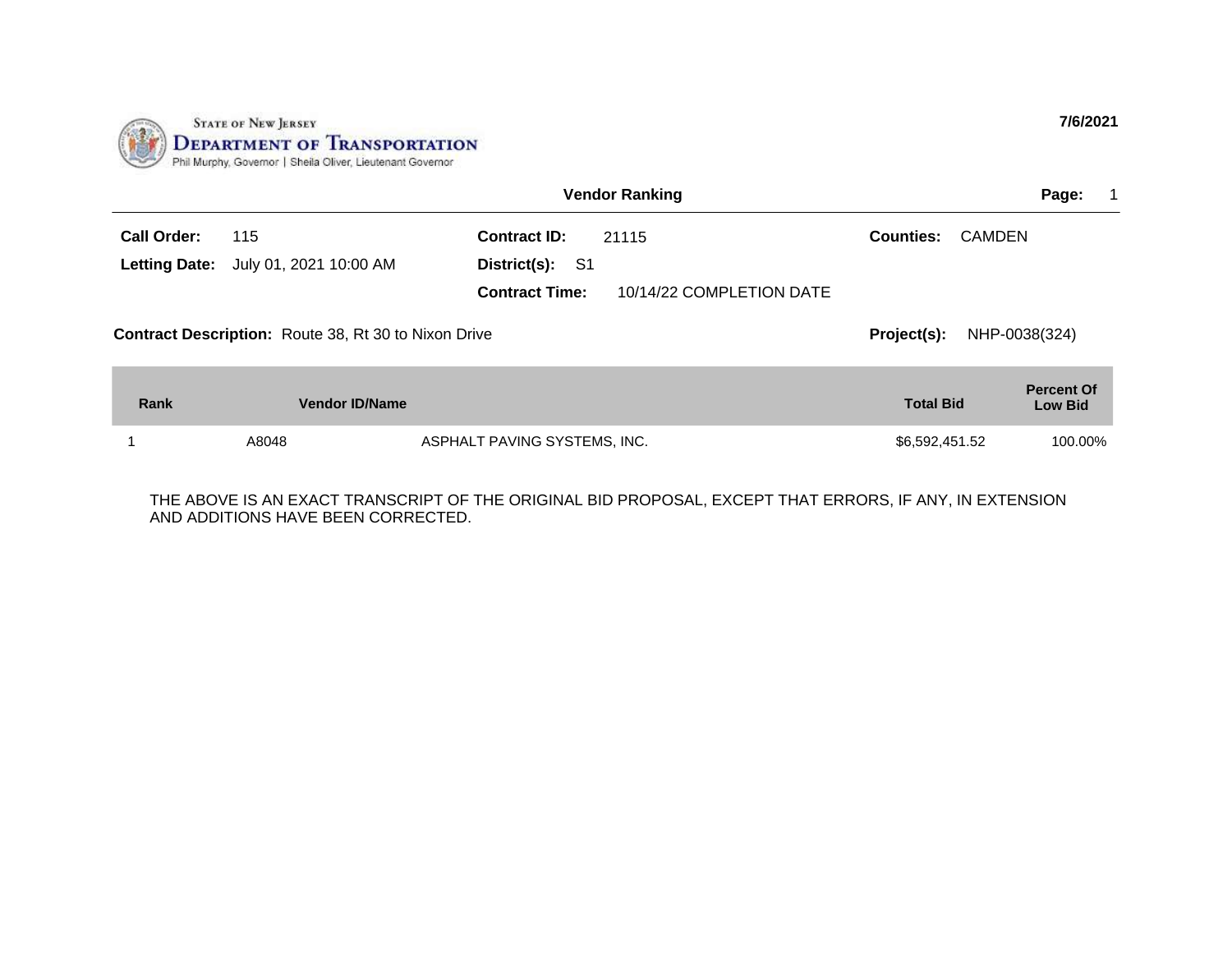STATE OF NEW JERSEY
**DEPARTMENT OF TRANSPORTATION**
Phil Murphy, Governor | Sheila Oliver, Lieutenant Governor

**7/6/2021**

## Vendor Ranking

**Call Order:** 115
**Letting Date:** July 01, 2021 10:00 AM
**Contract ID:** 21115
**District(s):** S1
**Contract Time:** 10/14/22 COMPLETION DATE
**Counties:** CAMDEN

**Contract Description:** Route 38, Rt 30 to Nixon Drive
**Project(s):** NHP-0038(324)

| Rank | Vendor ID/Name | | Total Bid | Percent Of Low Bid |
|---|---|---|---|---|
| 1 | A8048 | ASPHALT PAVING SYSTEMS, INC. | $6,592,451.52 | 100.00% |

THE ABOVE IS AN EXACT TRANSCRIPT OF THE ORIGINAL BID PROPOSAL, EXCEPT THAT ERRORS, IF ANY, IN EXTENSION AND ADDITIONS HAVE BEEN CORRECTED.